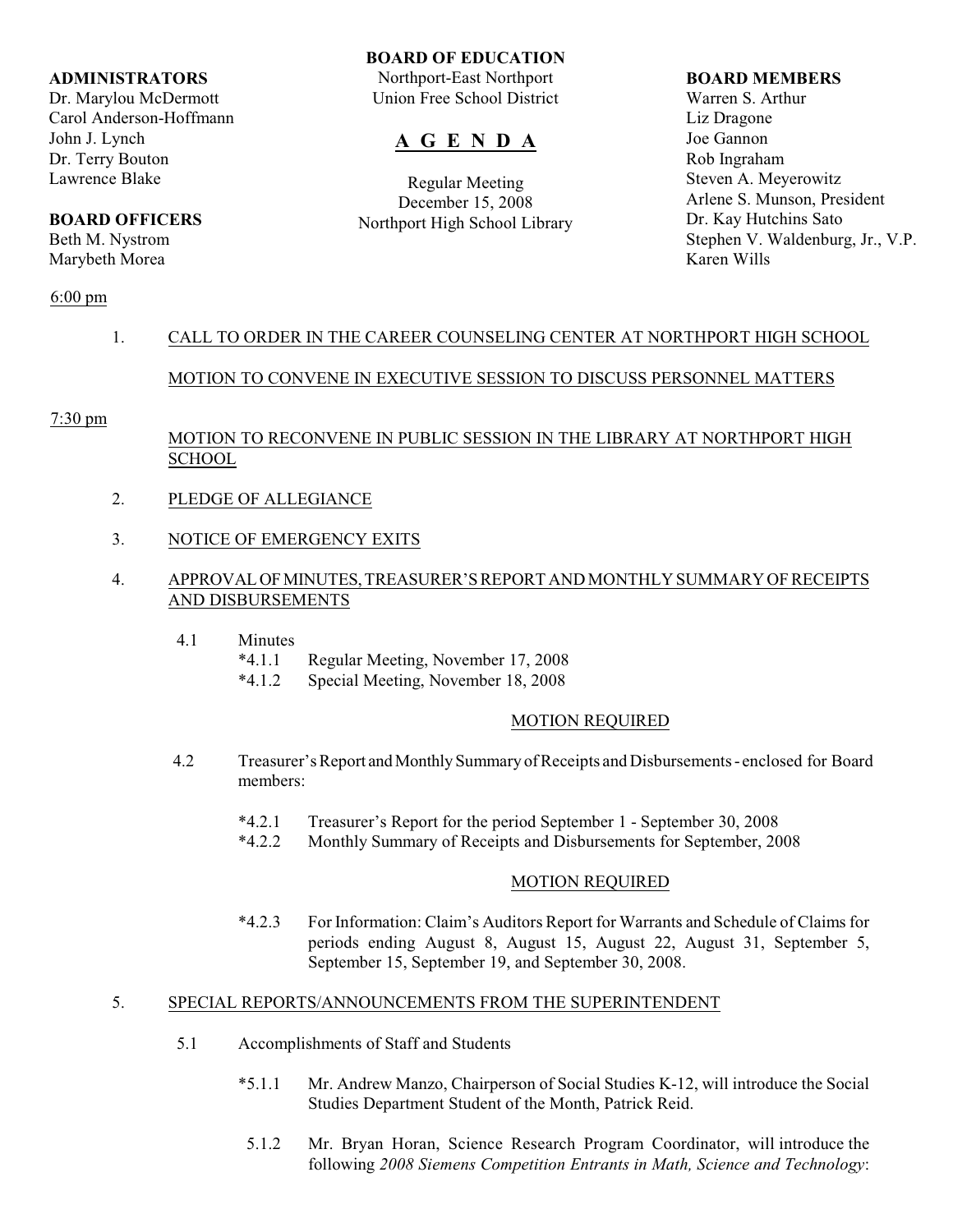**ADMINISTRATORS**
Dr. Marylou McDermott
Carol Anderson-Hoffmann
John J. Lynch
Dr. Terry Bouton
Lawrence Blake

**BOARD OFFICERS**
Beth M. Nystrom
Marybeth Morea

**BOARD OF EDUCATION**
Northport-East Northport
Union Free School District

# A G E N D A

Regular Meeting
December 15, 2008
Northport High School Library

**BOARD MEMBERS**
Warren S. Arthur
Liz Dragone
Joe Gannon
Rob Ingraham
Steven A. Meyerowitz
Arlene S. Munson, President
Dr. Kay Hutchins Sato
Stephen V. Waldenburg, Jr., V.P.
Karen Wills

6:00 pm

1. CALL TO ORDER IN THE CAREER COUNSELING CENTER AT NORTHPORT HIGH SCHOOL

   MOTION TO CONVENE IN EXECUTIVE SESSION TO DISCUSS PERSONNEL MATTERS

7:30 pm

   MOTION TO RECONVENE IN PUBLIC SESSION IN THE LIBRARY AT NORTHPORT HIGH SCHOOL

2. PLEDGE OF ALLEGIANCE

3. NOTICE OF EMERGENCY EXITS

4. APPROVAL OF MINUTES, TREASURER'S REPORT AND MONTHLY SUMMARY OF RECEIPTS AND DISBURSEMENTS

   4.1 Minutes
   - *4.1.1 Regular Meeting, November 17, 2008
   - *4.1.2 Special Meeting, November 18, 2008

   MOTION REQUIRED

   4.2 Treasurer's Report and Monthly Summary of Receipts and Disbursements - enclosed for Board members:

   - *4.2.1 Treasurer's Report for the period September 1 - September 30, 2008
   - *4.2.2 Monthly Summary of Receipts and Disbursements for September, 2008

   MOTION REQUIRED

   - *4.2.3 For Information: Claim's Auditors Report for Warrants and Schedule of Claims for periods ending August 8, August 15, August 22, August 31, September 5, September 15, September 19, and September 30, 2008.

5. SPECIAL REPORTS/ANNOUNCEMENTS FROM THE SUPERINTENDENT

   5.1 Accomplishments of Staff and Students

   - *5.1.1 Mr. Andrew Manzo, Chairperson of Social Studies K-12, will introduce the Social Studies Department Student of the Month, Patrick Reid.

   - 5.1.2 Mr. Bryan Horan, Science Research Program Coordinator, will introduce the following *2008 Siemens Competition Entrants in Math, Science and Technology*: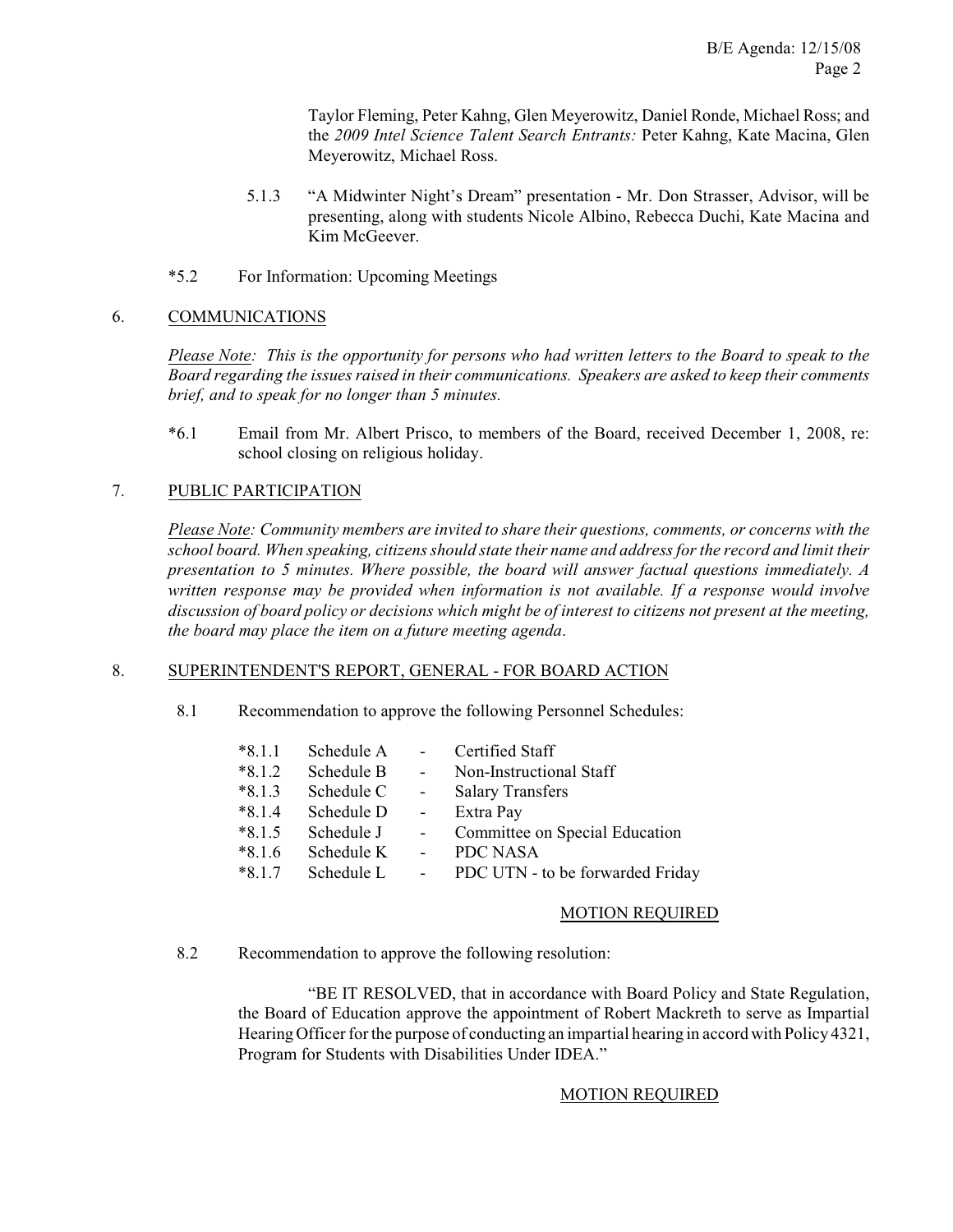Taylor Fleming, Peter Kahng, Glen Meyerowitz, Daniel Ronde, Michael Ross; and the *2009 Intel Science Talent Search Entrants:* Peter Kahng, Kate Macina, Glen Meyerowitz, Michael Ross.

5.1.3 "A Midwinter Night's Dream" presentation - Mr. Don Strasser, Advisor, will be presenting, along with students Nicole Albino, Rebecca Duchi, Kate Macina and Kim McGeever.

*5.2 For Information: Upcoming Meetings

## 6. COMMUNICATIONS

*Please Note: This is the opportunity for persons who had written letters to the Board to speak to the Board regarding the issues raised in their communications. Speakers are asked to keep their comments brief, and to speak for no longer than 5 minutes.*

*6.1 Email from Mr. Albert Prisco, to members of the Board, received December 1, 2008, re: school closing on religious holiday.

## 7. PUBLIC PARTICIPATION

*Please Note: Community members are invited to share their questions, comments, or concerns with the school board. When speaking, citizens should state their name and address for the record and limit their presentation to 5 minutes. Where possible, the board will answer factual questions immediately. A written response may be provided when information is not available. If a response would involve discussion of board policy or decisions which might be of interest to citizens not present at the meeting, the board may place the item on a future meeting agenda.*

## 8. SUPERINTENDENT'S REPORT, GENERAL - FOR BOARD ACTION

8.1 Recommendation to approve the following Personnel Schedules:

| | | | |
|---|---|---|---|
| *8.1.1 | Schedule A | - | Certified Staff |
| *8.1.2 | Schedule B | - | Non-Instructional Staff |
| *8.1.3 | Schedule C | - | Salary Transfers |
| *8.1.4 | Schedule D | - | Extra Pay |
| *8.1.5 | Schedule J | - | Committee on Special Education |
| *8.1.6 | Schedule K | - | PDC NASA |
| *8.1.7 | Schedule L | - | PDC UTN - to be forwarded Friday |

MOTION REQUIRED

8.2 Recommendation to approve the following resolution:

"BE IT RESOLVED, that in accordance with Board Policy and State Regulation, the Board of Education approve the appointment of Robert Mackreth to serve as Impartial Hearing Officer for the purpose of conducting an impartial hearing in accord with Policy 4321, Program for Students with Disabilities Under IDEA."

MOTION REQUIRED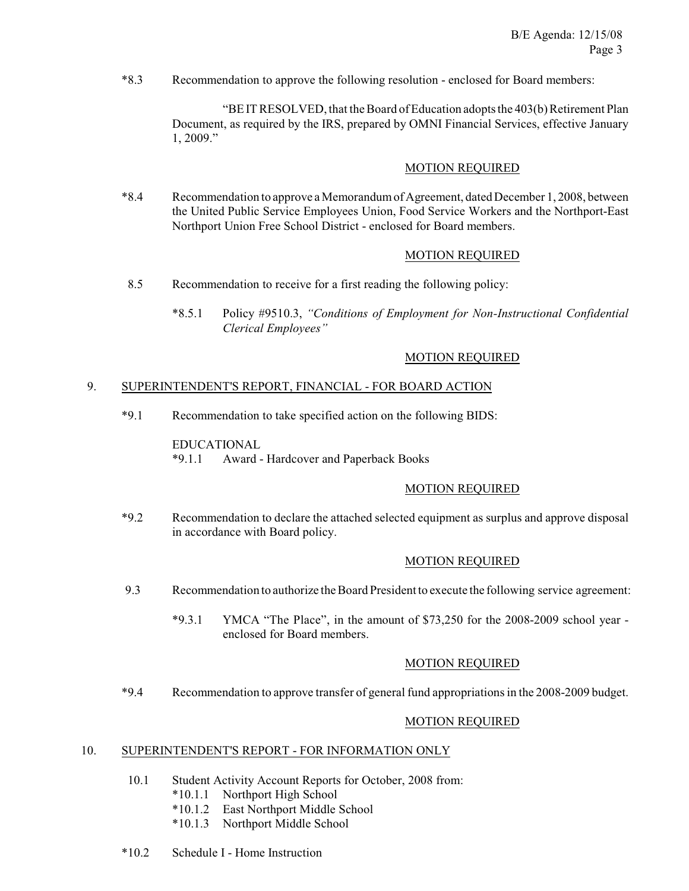*8.3 Recommendation to approve the following resolution - enclosed for Board members:

> "BE IT RESOLVED, that the Board of Education adopts the 403(b) Retirement Plan Document, as required by the IRS, prepared by OMNI Financial Services, effective January 1, 2009."

MOTION REQUIRED

*8.4 Recommendation to approve a Memorandum of Agreement, dated December 1, 2008, between the United Public Service Employees Union, Food Service Workers and the Northport-East Northport Union Free School District - enclosed for Board members.

MOTION REQUIRED

8.5 Recommendation to receive for a first reading the following policy:

*8.5.1 Policy #9510.3, *"Conditions of Employment for Non-Instructional Confidential Clerical Employees"*

MOTION REQUIRED

## 9. SUPERINTENDENT'S REPORT, FINANCIAL - FOR BOARD ACTION

*9.1 Recommendation to take specified action on the following BIDS:

EDUCATIONAL
*9.1.1 Award - Hardcover and Paperback Books

MOTION REQUIRED

*9.2 Recommendation to declare the attached selected equipment as surplus and approve disposal in accordance with Board policy.

MOTION REQUIRED

9.3 Recommendation to authorize the Board President to execute the following service agreement:

*9.3.1 YMCA "The Place", in the amount of $73,250 for the 2008-2009 school year - enclosed for Board members.

MOTION REQUIRED

*9.4 Recommendation to approve transfer of general fund appropriations in the 2008-2009 budget.

MOTION REQUIRED

## 10. SUPERINTENDENT'S REPORT - FOR INFORMATION ONLY

10.1 Student Activity Account Reports for October, 2008 from:
*10.1.1 Northport High School
*10.1.2 East Northport Middle School
*10.1.3 Northport Middle School

*10.2 Schedule I - Home Instruction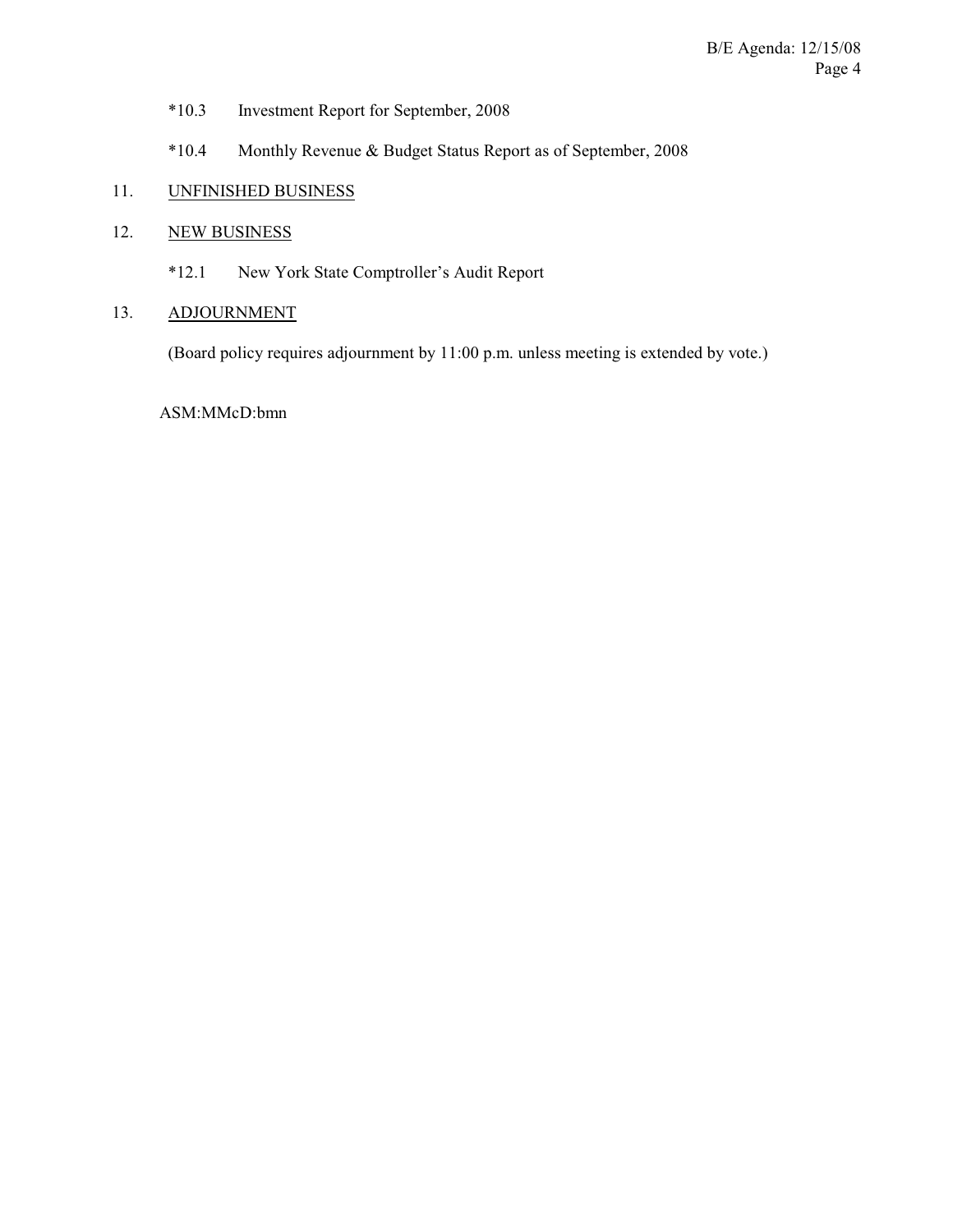*10.3 Investment Report for September, 2008

*10.4 Monthly Revenue & Budget Status Report as of September, 2008

11. UNFINISHED BUSINESS

12. NEW BUSINESS

    *12.1 New York State Comptroller's Audit Report

13. ADJOURNMENT

    (Board policy requires adjournment by 11:00 p.m. unless meeting is extended by vote.)

ASM:MMcD:bmn